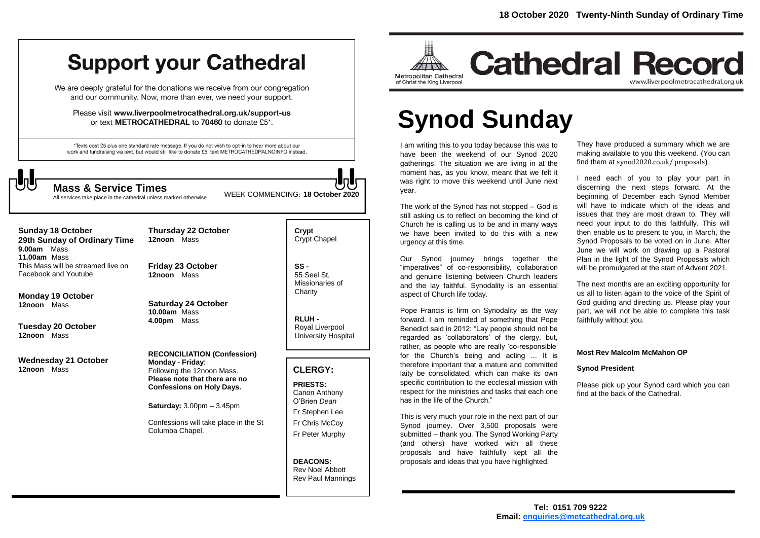# Support your Cathedral

We are deeply grateful for the donations we receive from our congregation and our community. Now, more than ever, we need your support.

Please visit **www.liverpoolmetrocathedral.org.uk/support-us** or text **METROCATHEDRAL** to **70460** to donate £5*.

*Texts cost £5 plus one standard rate message. If you do not wish to opt-in to hear more about our work and fundraising via text, but would still like to donate £5, text METROCATHEDRALNOINFO instead.

## Mass & Service Times

All services take place in the cathedral unless marked otherwise

WEEK COMMENCING: **18 October 2020**

**Sunday 18 October**
**29th Sunday of Ordinary Time**
**9.00am** Mass
**11.00am** Mass
This Mass will be streamed live on Facebook and Youtube

**Monday 19 October**
**12noon** Mass

**Tuesday 20 October**
**12noon** Mass

**Wednesday 21 October**
**12noon** Mass

**Thursday 22 October**
**12noon** Mass

**Friday 23 October**
**12noon** Mass

**Saturday 24 October**
**10.00am** Mass
**4.00pm** Mass

**RECONCILIATION (Confession)**
**Monday - Friday**:
Following the 12noon Mass.
**Please note that there are no Confessions on Holy Days.**

**Saturday:** 3.00pm – 3.45pm

Confessions will take place in the St Columba Chapel.

**Crypt**
Crypt Chapel

**SS -**
55 Seel St, Missionaries of Charity

**RLUH -**
Royal Liverpool University Hospital

## CLERGY:

**PRIESTS:**
Canon Anthony O'Brien *Dean*
Fr Stephen Lee
Fr Chris McCoy
Fr Peter Murphy

**DEACONS:**
Rev Noel Abbott
Rev Paul Mannings

18 October 2020 Twenty-Ninth Sunday of Ordinary Time

Metropolitan Cathedral of Christ the King Liverpool

# Cathedral Record

www.liverpoolmetrocathedral.org.uk

# Synod Sunday

I am writing this to you today because this was to have been the weekend of our Synod 2020 gatherings. The situation we are living in at the moment has, as you know, meant that we felt it was right to move this weekend until June next year.

The work of the Synod has not stopped – God is still asking us to reflect on becoming the kind of Church he is calling us to be and in many ways we have been invited to do this with a new urgency at this time.

Our Synod journey brings together the "imperatives" of co-responsibility, collaboration and genuine listening between Church leaders and the lay faithful. Synodality is an essential aspect of Church life today.

Pope Francis is firm on Synodality as the way forward. I am reminded of something that Pope Benedict said in 2012: "Lay people should not be regarded as 'collaborators' of the clergy, but, rather, as people who are really 'co-responsible' for the Church's being and acting ... It is therefore important that a mature and committed laity be consolidated, which can make its own specific contribution to the ecclesial mission with respect for the ministries and tasks that each one has in the life of the Church."

This is very much your role in the next part of our Synod journey. Over 3,500 proposals were submitted – thank you. The Synod Working Party (and others) have worked with all these proposals and have faithfully kept all the proposals and ideas that you have highlighted.

They have produced a summary which we are making available to you this weekend. (You can find them at synod2020.co.uk/ proposals).

I need each of you to play your part in discerning the next steps forward. At the beginning of December each Synod Member will have to indicate which of the ideas and issues that they are most drawn to. They will need your input to do this faithfully. This will then enable us to present to you, in March, the Synod Proposals to be voted on in June. After June we will work on drawing up a Pastoral Plan in the light of the Synod Proposals which will be promulgated at the start of Advent 2021.

The next months are an exciting opportunity for us all to listen again to the voice of the Spirit of God guiding and directing us. Please play your part, we will not be able to complete this task faithfully without you.

**Most Rev Malcolm McMahon OP**

**Synod President**

Please pick up your Synod card which you can find at the back of the Cathedral.

**Tel: 0151 709 9222**
**Email: enquiries@metcathedral.org.uk**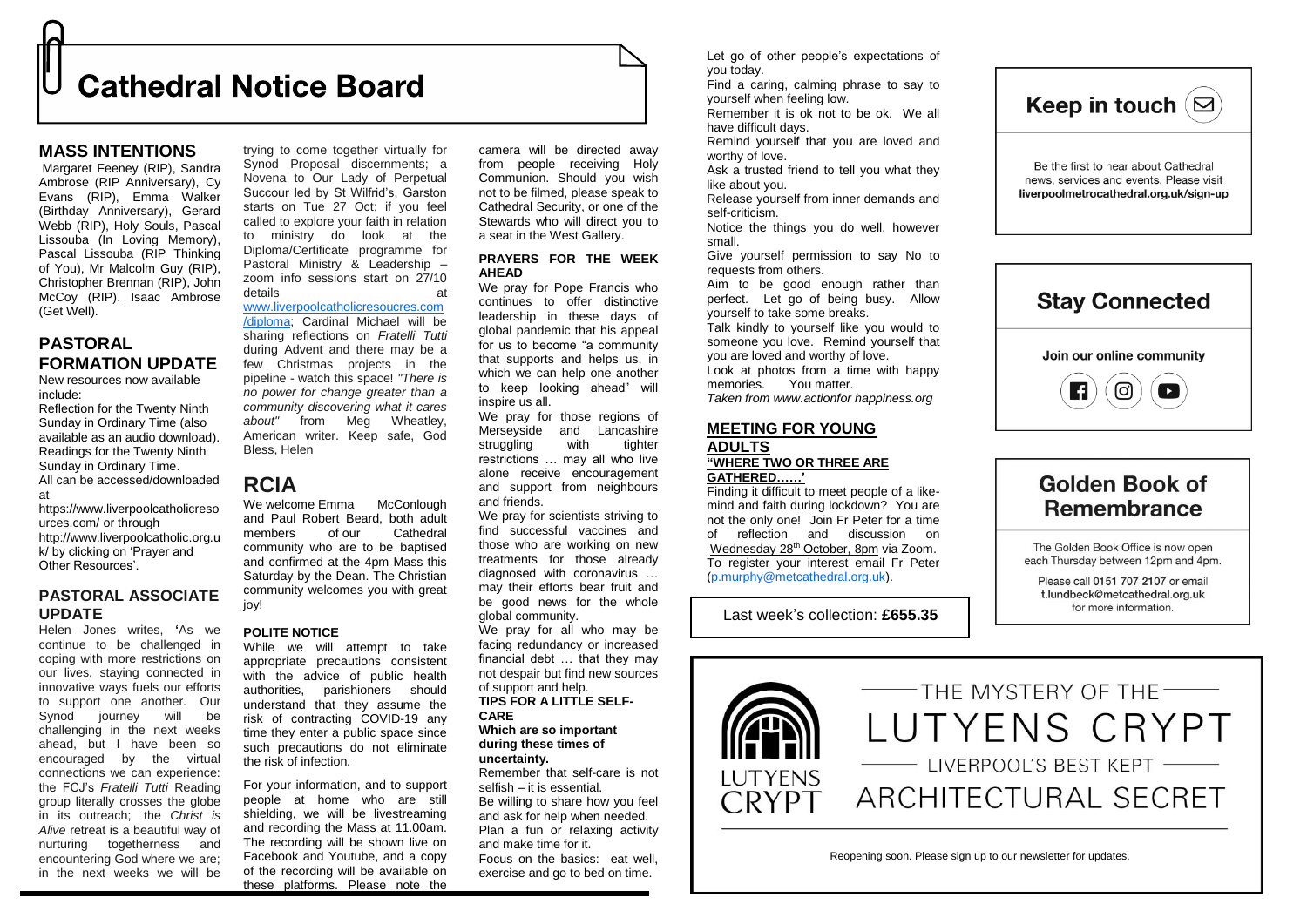# Cathedral Notice Board

## MASS INTENTIONS

Margaret Feeney (RIP), Sandra Ambrose (RIP Anniversary), Cy Evans (RIP), Emma Walker (Birthday Anniversary), Gerard Webb (RIP), Holy Souls, Pascal Lissouba (In Loving Memory), Pascal Lissouba (RIP Thinking of You), Mr Malcolm Guy (RIP), Christopher Brennan (RIP), John McCoy (RIP). Isaac Ambrose (Get Well).

## PASTORAL FORMATION UPDATE

New resources now available include:

Reflection for the Twenty Ninth Sunday in Ordinary Time (also available as an audio download).

Readings for the Twenty Ninth Sunday in Ordinary Time.

All can be accessed/downloaded at https://www.liverpoolcatholicresources.com/ or through http://www.liverpoolcatholic.org.uk/ by clicking on 'Prayer and Other Resources'.

## PASTORAL ASSOCIATE UPDATE

Helen Jones writes, **'**As we continue to be challenged in coping with more restrictions on our lives, staying connected in innovative ways fuels our efforts to support one another. Our Synod journey will be challenging in the next weeks ahead, but I have been so encouraged by the virtual connections we can experience: the FCJ's *Fratelli Tutti* Reading group literally crosses the globe in its outreach; the *Christ is Alive* retreat is a beautiful way of nurturing togetherness and encountering God where we are; in the next weeks we will be trying to come together virtually for Synod Proposal discernments; a Novena to Our Lady of Perpetual Succour led by St Wilfrid's, Garston starts on Tue 27 Oct; if you feel called to explore your faith in relation to ministry do look at the Diploma/Certificate programme for Pastoral Ministry & Leadership – zoom info sessions start on 27/10 details at www.liverpoolcatholicresoucres.com/diploma; Cardinal Michael will be sharing reflections on *Fratelli Tutti* during Advent and there may be a few Christmas projects in the pipeline - watch this space! *"There is no power for change greater than a community discovering what it cares about"* from Meg Wheatley, American writer. Keep safe, God Bless, Helen

## RCIA

We welcome Emma McConlough and Paul Robert Beard, both adult members of our Cathedral community who are to be baptised and confirmed at the 4pm Mass this Saturday by the Dean. The Christian community welcomes you with great joy!

### POLITE NOTICE

While we will attempt to take appropriate precautions consistent with the advice of public health authorities, parishioners should understand that they assume the risk of contracting COVID-19 any time they enter a public space since such precautions do not eliminate the risk of infection.

For your information, and to support people at home who are still shielding, we will be livestreaming and recording the Mass at 11.00am. The recording will be shown live on Facebook and Youtube, and a copy of the recording will be available on these platforms. Please note the camera will be directed away from people receiving Holy Communion. Should you wish not to be filmed, please speak to Cathedral Security, or one of the Stewards who will direct you to a seat in the West Gallery.

### PRAYERS FOR THE WEEK AHEAD

We pray for Pope Francis who continues to offer distinctive leadership in these days of global pandemic that his appeal for us to become "a community that supports and helps us, in which we can help one another to keep looking ahead" will inspire us all.

We pray for those regions of Merseyside and Lancashire struggling with tighter restrictions … may all who live alone receive encouragement and support from neighbours and friends.

We pray for scientists striving to find successful vaccines and those who are working on new treatments for those already diagnosed with coronavirus … may their efforts bear fruit and be good news for the whole global community.

We pray for all who may be facing redundancy or increased financial debt … that they may not despair but find new sources of support and help.

### TIPS FOR A LITTLE SELF-CARE

**Which are so important during these times of uncertainty.**

Remember that self-care is not selfish – it is essential.

Be willing to share how you feel and ask for help when needed.

Plan a fun or relaxing activity and make time for it.

Focus on the basics: eat well, exercise and go to bed on time.

Let go of other people's expectations of you today.

Find a caring, calming phrase to say to yourself when feeling low.

Remember it is ok not to be ok. We all have difficult days.

Remind yourself that you are loved and worthy of love.

Ask a trusted friend to tell you what they like about you.

Release yourself from inner demands and self-criticism.

Notice the things you do well, however small.

Give yourself permission to say No to requests from others.

Aim to be good enough rather than perfect. Let go of being busy. Allow yourself to take some breaks.

Talk kindly to yourself like you would to someone you love. Remind yourself that you are loved and worthy of love.

Look at photos from a time with happy memories. You matter.

*Taken from www.actionfor happiness.org*

## MEETING FOR YOUNG ADULTS

**"WHERE TWO OR THREE ARE GATHERED……'**

Finding it difficult to meet people of a like-mind and faith during lockdown? You are not the only one! Join Fr Peter for a time of reflection and discussion on Wednesday 28th October, 8pm via Zoom. To register your interest email Fr Peter (p.murphy@metcathedral.org.uk).

Last week's collection: **£655.35**

## Keep in touch

Be the first to hear about Cathedral news, services and events. Please visit **liverpoolmetrocathedral.org.uk/sign-up**

## Stay Connected

Join our online community

## Golden Book of Remembrance

The Golden Book Office is now open each Thursday between 12pm and 4pm.

Please call 0151 707 2107 or email **t.lundbeck@metcathedral.org.uk** for more information.

THE MYSTERY OF THE LUTYENS CRYPT

LIVERPOOL'S BEST KEPT ARCHITECTURAL SECRET

LUTYENS CRYPT

Reopening soon. Please sign up to our newsletter for updates.